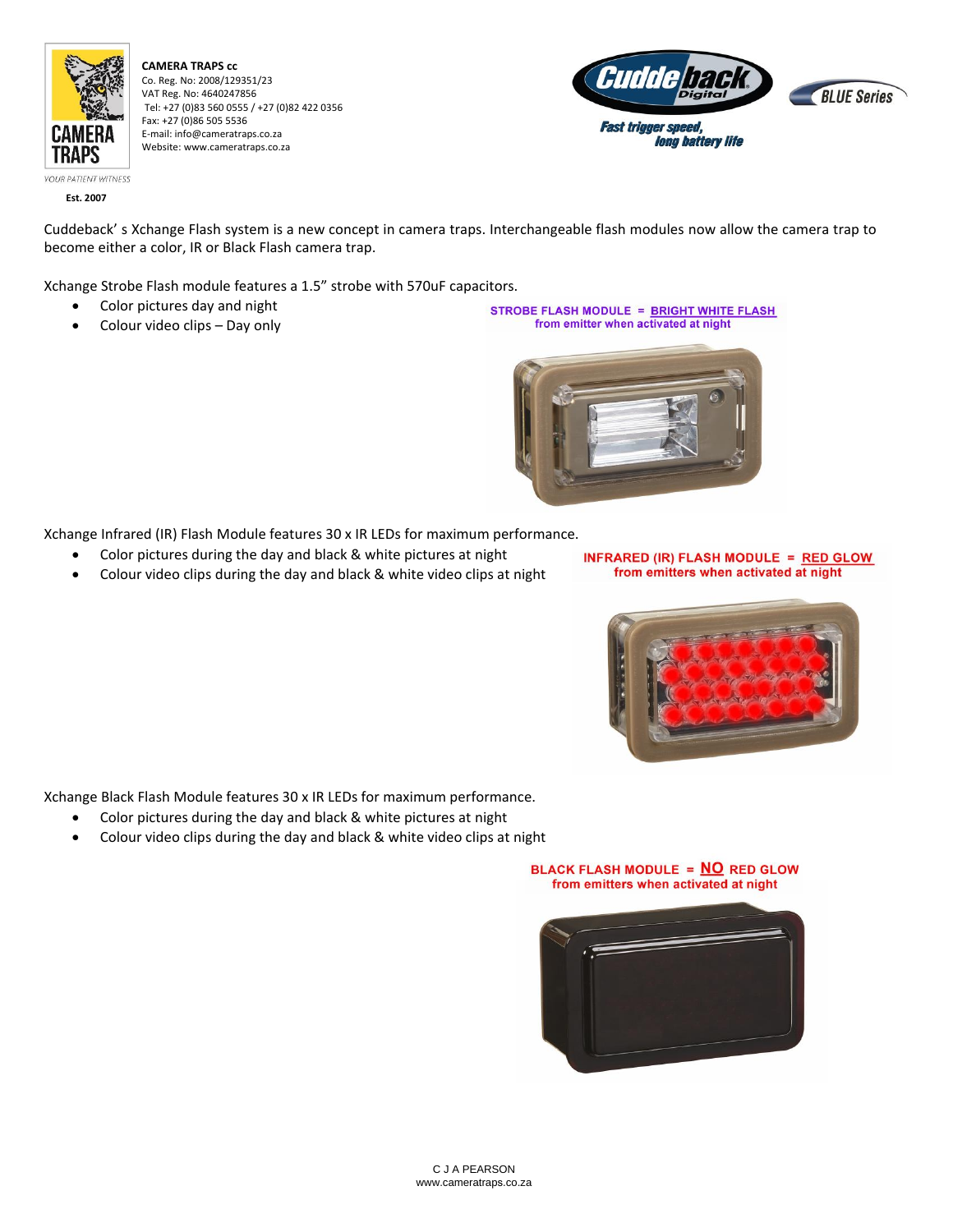**CAMERA TRAPS cc**
Co. Reg. No: 2008/129351/23
VAT Reg. No: 4640247856
Tel: +27 (0)83 560 0555 / +27 (0)82 422 0356
Fax: +27 (0)86 505 5536
E-mail: info@cameratraps.co.za
Website: www.cameratraps.co.za

CAMERA TRAPS
YOUR PATIENT WITNESS

**Est. 2007**

Cuddeback Digital
BLUE Series
Fast trigger speed, long battery life

Cuddeback' s Xchange Flash system is a new concept in camera traps. Interchangeable flash modules now allow the camera trap to become either a color, IR or Black Flash camera trap.

Xchange Strobe Flash module features a 1.5" strobe with 570uF capacitors.

- Color pictures day and night
- Colour video clips – Day only

**STROBE FLASH MODULE = BRIGHT WHITE FLASH from emitter when activated at night**

Xchange Infrared (IR) Flash Module features 30 x IR LEDs for maximum performance.

- Color pictures during the day and black & white pictures at night
- Colour video clips during the day and black & white video clips at night

**INFRARED (IR) FLASH MODULE = RED GLOW from emitters when activated at night**

Xchange Black Flash Module features 30 x IR LEDs for maximum performance.

- Color pictures during the day and black & white pictures at night
- Colour video clips during the day and black & white video clips at night

**BLACK FLASH MODULE = NO RED GLOW from emitters when activated at night**

C J A PEARSON
www.cameratraps.co.za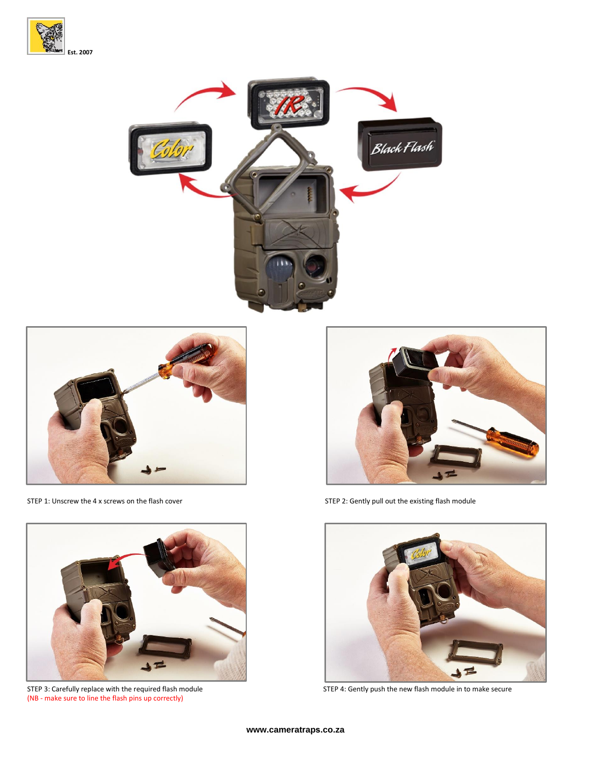Est. 2007

STEP 1: Unscrew the 4 x screws on the flash cover

STEP 2: Gently pull out the existing flash module

STEP 3: Carefully replace with the required flash module
(NB - make sure to line the flash pins up correctly)

STEP 4: Gently push the new flash module in to make secure

**www.cameratraps.co.za**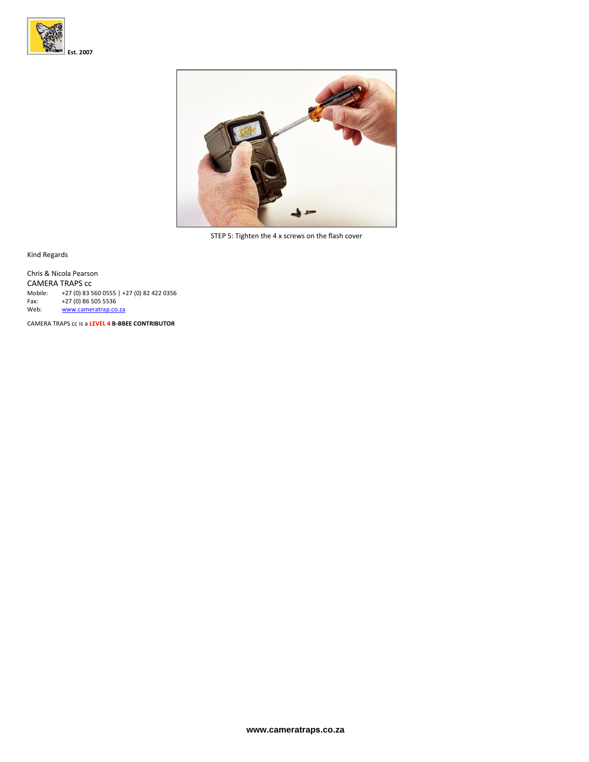STEP 5: Tighten the 4 x screws on the flash cover

Kind Regards

Chris & Nicola Pearson
CAMERA TRAPS cc
Mobile: +27 (0) 83 560 0555 | +27 (0) 82 422 0356
Fax: +27 (0) 86 505 5536
Web: [www.cameratrap.co.za](http://www.cameratrap.co.za)

CAMERA TRAPS cc is a **LEVEL 4 B-BBEE CONTRIBUTOR**